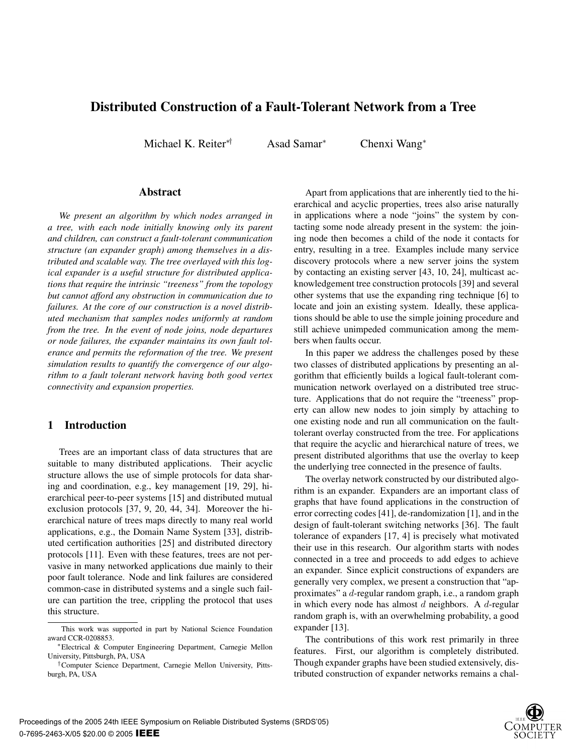# Distributed Construction of a Fault-Tolerant Network from a Tree

Michael K. Reiter[*†] Asad Samar[*] Chenxi Wang[*]

## Abstract

*We present an algorithm by which nodes arranged in a tree, with each node initially knowing only its parent and children, can construct a fault-tolerant communication structure (an expander graph) among themselves in a distributed and scalable way. The tree overlayed with this logical expander is a useful structure for distributed applications that require the intrinsic "treeness" from the topology but cannot afford any obstruction in communication due to failures. At the core of our construction is a novel distributed mechanism that samples nodes uniformly at random from the tree. In the event of node joins, node departures or node failures, the expander maintains its own fault tolerance and permits the reformation of the tree. We present simulation results to quantify the convergence of our algorithm to a fault tolerant network having both good vertex connectivity and expansion properties.*

## 1 Introduction

Trees are an important class of data structures that are suitable to many distributed applications. Their acyclic structure allows the use of simple protocols for data sharing and coordination, e.g., key management [19, 29], hierarchical peer-to-peer systems [15] and distributed mutual exclusion protocols [37, 9, 20, 44, 34]. Moreover the hierarchical nature of trees maps directly to many real world applications, e.g., the Domain Name System [33], distributed certification authorities [25] and distributed directory protocols [11]. Even with these features, trees are not pervasive in many networked applications due mainly to their poor fault tolerance. Node and link failures are considered common-case in distributed systems and a single such failure can partition the tree, crippling the protocol that uses this structure.

Apart from applications that are inherently tied to the hierarchical and acyclic properties, trees also arise naturally in applications where a node "joins" the system by contacting some node already present in the system: the joining node then becomes a child of the node it contacts for entry, resulting in a tree. Examples include many service discovery protocols where a new server joins the system by contacting an existing server [43, 10, 24], multicast acknowledgement tree construction protocols [39] and several other systems that use the expanding ring technique [6] to locate and join an existing system. Ideally, these applications should be able to use the simple joining procedure and still achieve unimpeded communication among the members when faults occur.

In this paper we address the challenges posed by these two classes of distributed applications by presenting an algorithm that efficiently builds a logical fault-tolerant communication network overlayed on a distributed tree structure. Applications that do not require the "treeness" property can allow new nodes to join simply by attaching to one existing node and run all communication on the fault-tolerant overlay constructed from the tree. For applications that require the acyclic and hierarchical nature of trees, we present distributed algorithms that use the overlay to keep the underlying tree connected in the presence of faults.

The overlay network constructed by our distributed algorithm is an expander. Expanders are an important class of graphs that have found applications in the construction of error correcting codes [41], de-randomization [1], and in the design of fault-tolerant switching networks [36]. The fault tolerance of expanders [17, 4] is precisely what motivated their use in this research. Our algorithm starts with nodes connected in a tree and proceeds to add edges to achieve an expander. Since explicit constructions of expanders are generally very complex, we present a construction that "approximates" a $d$-regular random graph, i.e., a random graph in which every node has almost $d$ neighbors. A $d$-regular random graph is, with an overwhelming probability, a good expander [13].

The contributions of this work rest primarily in three features. First, our algorithm is completely distributed. Though expander graphs have been studied extensively, distributed construction of expander networks remains a chal-

---

This work was supported in part by National Science Foundation award CCR-0208853.

[*]Electrical & Computer Engineering Department, Carnegie Mellon University, Pittsburgh, PA, USA

[†]Computer Science Department, Carnegie Mellon University, Pittsburgh, PA, USA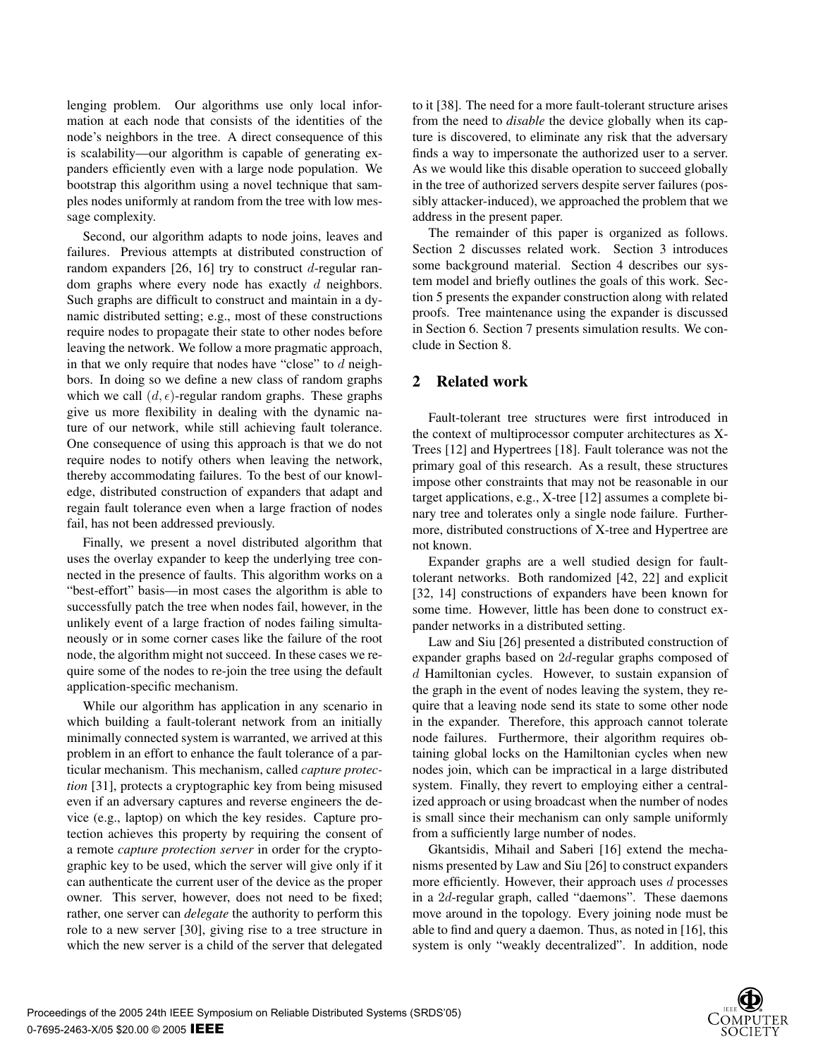lenging problem. Our algorithms use only local information at each node that consists of the identities of the node's neighbors in the tree. A direct consequence of this is scalability—our algorithm is capable of generating expanders efficiently even with a large node population. We bootstrap this algorithm using a novel technique that samples nodes uniformly at random from the tree with low message complexity.

Second, our algorithm adapts to node joins, leaves and failures. Previous attempts at distributed construction of random expanders [26, 16] try to construct $d$-regular random graphs where every node has exactly $d$ neighbors. Such graphs are difficult to construct and maintain in a dynamic distributed setting; e.g., most of these constructions require nodes to propagate their state to other nodes before leaving the network. We follow a more pragmatic approach, in that we only require that nodes have "close" to $d$ neighbors. In doing so we define a new class of random graphs which we call $(d, \epsilon)$-regular random graphs. These graphs give us more flexibility in dealing with the dynamic nature of our network, while still achieving fault tolerance. One consequence of using this approach is that we do not require nodes to notify others when leaving the network, thereby accommodating failures. To the best of our knowledge, distributed construction of expanders that adapt and regain fault tolerance even when a large fraction of nodes fail, has not been addressed previously.

Finally, we present a novel distributed algorithm that uses the overlay expander to keep the underlying tree connected in the presence of faults. This algorithm works on a "best-effort" basis—in most cases the algorithm is able to successfully patch the tree when nodes fail, however, in the unlikely event of a large fraction of nodes failing simultaneously or in some corner cases like the failure of the root node, the algorithm might not succeed. In these cases we require some of the nodes to re-join the tree using the default application-specific mechanism.

While our algorithm has application in any scenario in which building a fault-tolerant network from an initially minimally connected system is warranted, we arrived at this problem in an effort to enhance the fault tolerance of a particular mechanism. This mechanism, called *capture protection* [31], protects a cryptographic key from being misused even if an adversary captures and reverse engineers the device (e.g., laptop) on which the key resides. Capture protection achieves this property by requiring the consent of a remote *capture protection server* in order for the cryptographic key to be used, which the server will give only if it can authenticate the current user of the device as the proper owner. This server, however, does not need to be fixed; rather, one server can *delegate* the authority to perform this role to a new server [30], giving rise to a tree structure in which the new server is a child of the server that delegated to it [38]. The need for a more fault-tolerant structure arises from the need to *disable* the device globally when its capture is discovered, to eliminate any risk that the adversary finds a way to impersonate the authorized user to a server. As we would like this disable operation to succeed globally in the tree of authorized servers despite server failures (possibly attacker-induced), we approached the problem that we address in the present paper.

The remainder of this paper is organized as follows. Section 2 discusses related work. Section 3 introduces some background material. Section 4 describes our system model and briefly outlines the goals of this work. Section 5 presents the expander construction along with related proofs. Tree maintenance using the expander is discussed in Section 6. Section 7 presents simulation results. We conclude in Section 8.

## 2 Related work

Fault-tolerant tree structures were first introduced in the context of multiprocessor computer architectures as X-Trees [12] and Hypertrees [18]. Fault tolerance was not the primary goal of this research. As a result, these structures impose other constraints that may not be reasonable in our target applications, e.g., X-tree [12] assumes a complete binary tree and tolerates only a single node failure. Furthermore, distributed constructions of X-tree and Hypertree are not known.

Expander graphs are a well studied design for fault-tolerant networks. Both randomized [42, 22] and explicit [32, 14] constructions of expanders have been known for some time. However, little has been done to construct expander networks in a distributed setting.

Law and Siu [26] presented a distributed construction of expander graphs based on $2d$-regular graphs composed of $d$ Hamiltonian cycles. However, to sustain expansion of the graph in the event of nodes leaving the system, they require that a leaving node send its state to some other node in the expander. Therefore, this approach cannot tolerate node failures. Furthermore, their algorithm requires obtaining global locks on the Hamiltonian cycles when new nodes join, which can be impractical in a large distributed system. Finally, they revert to employing either a centralized approach or using broadcast when the number of nodes is small since their mechanism can only sample uniformly from a sufficiently large number of nodes.

Gkantsidis, Mihail and Saberi [16] extend the mechanisms presented by Law and Siu [26] to construct expanders more efficiently. However, their approach uses $d$ processes in a $2d$-regular graph, called "daemons". These daemons move around in the topology. Every joining node must be able to find and query a daemon. Thus, as noted in [16], this system is only "weakly decentralized". In addition, node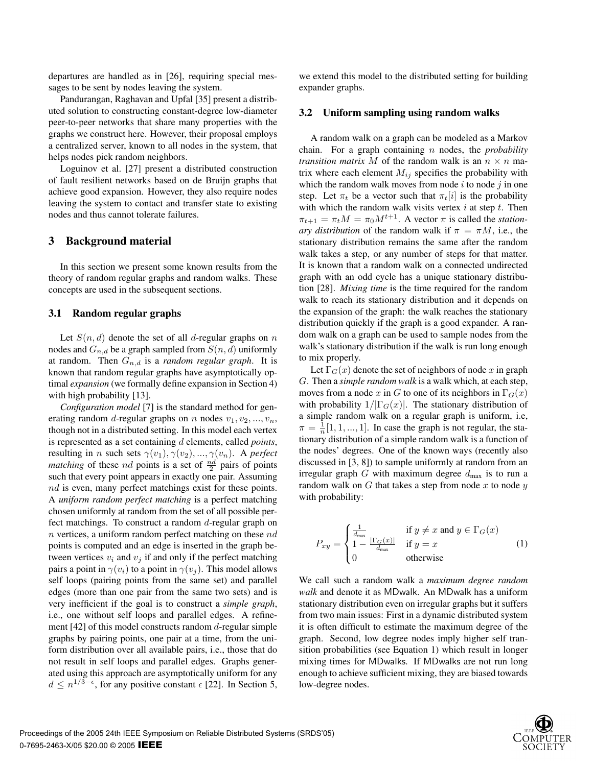departures are handled as in [26], requiring special messages to be sent by nodes leaving the system.

Pandurangan, Raghavan and Upfal [35] present a distributed solution to constructing constant-degree low-diameter peer-to-peer networks that share many properties with the graphs we construct here. However, their proposal employs a centralized server, known to all nodes in the system, that helps nodes pick random neighbors.

Loguinov et al. [27] present a distributed construction of fault resilient networks based on de Bruijn graphs that achieve good expansion. However, they also require nodes leaving the system to contact and transfer state to existing nodes and thus cannot tolerate failures.

# 3 Background material

In this section we present some known results from the theory of random regular graphs and random walks. These concepts are used in the subsequent sections.

## 3.1 Random regular graphs

Let $S(n, d)$ denote the set of all $d$-regular graphs on $n$ nodes and $G_{n,d}$ be a graph sampled from $S(n, d)$ uniformly at random. Then $G_{n,d}$ is a *random regular graph*. It is known that random regular graphs have asymptotically optimal *expansion* (we formally define expansion in Section 4) with high probability [13].

*Configuration model* [7] is the standard method for generating random $d$-regular graphs on $n$ nodes $v_1, v_2, ..., v_n$, though not in a distributed setting. In this model each vertex is represented as a set containing $d$ elements, called *points*, resulting in $n$ such sets $\gamma(v_1), \gamma(v_2), ..., \gamma(v_n)$. A *perfect matching* of these $nd$ points is a set of $\frac{nd}{2}$ pairs of points such that every point appears in exactly one pair. Assuming $nd$ is even, many perfect matchings exist for these points. A *uniform random perfect matching* is a perfect matching chosen uniformly at random from the set of all possible perfect matchings. To construct a random $d$-regular graph on $n$ vertices, a uniform random perfect matching on these $nd$ points is computed and an edge is inserted in the graph between vertices $v_i$ and $v_j$ if and only if the perfect matching pairs a point in $\gamma(v_i)$ to a point in $\gamma(v_j)$. This model allows self loops (pairing points from the same set) and parallel edges (more than one pair from the same two sets) and is very inefficient if the goal is to construct a *simple graph*, i.e., one without self loops and parallel edges. A refinement [42] of this model constructs random $d$-regular simple graphs by pairing points, one pair at a time, from the uniform distribution over all available pairs, i.e., those that do not result in self loops and parallel edges. Graphs generated using this approach are asymptotically uniform for any $d \leq n^{1/3-\epsilon}$, for any positive constant $\epsilon$ [22]. In Section 5, we extend this model to the distributed setting for building expander graphs.

## 3.2 Uniform sampling using random walks

A random walk on a graph can be modeled as a Markov chain. For a graph containing $n$ nodes, the *probability transition matrix* $M$ of the random walk is an $n \times n$ matrix where each element $M_{ij}$ specifies the probability with which the random walk moves from node $i$ to node $j$ in one step. Let $\pi_t$ be a vector such that $\pi_t[i]$ is the probability with which the random walk visits vertex $i$ at step $t$. Then $\pi_{t+1} = \pi_t M = \pi_0 M^{t+1}$. A vector $\pi$ is called the *stationary distribution* of the random walk if $\pi = \pi M$, i.e., the stationary distribution remains the same after the random walk takes a step, or any number of steps for that matter. It is known that a random walk on a connected undirected graph with an odd cycle has a unique stationary distribution [28]. *Mixing time* is the time required for the random walk to reach its stationary distribution and it depends on the expansion of the graph: the walk reaches the stationary distribution quickly if the graph is a good expander. A random walk on a graph can be used to sample nodes from the walk's stationary distribution if the walk is run long enough to mix properly.

Let $\Gamma_G(x)$ denote the set of neighbors of node $x$ in graph $G$. Then a *simple random walk* is a walk which, at each step, moves from a node $x$ in $G$ to one of its neighbors in $\Gamma_G(x)$ with probability $1/|\Gamma_G(x)|$. The stationary distribution of a simple random walk on a regular graph is uniform, i.e, $\pi = \frac{1}{n}[1, 1, ..., 1]$. In case the graph is not regular, the stationary distribution of a simple random walk is a function of the nodes' degrees. One of the known ways (recently also discussed in [3, 8]) to sample uniformly at random from an irregular graph $G$ with maximum degree $d_{\max}$ is to run a random walk on $G$ that takes a step from node $x$ to node $y$ with probability:

$$P_{xy} = \begin{cases} \frac{1}{d_{\max}} & \text{if } y \neq x \text{ and } y \in \Gamma_G(x) \\ 1 - \frac{|\Gamma_G(x)|}{d_{\max}} & \text{if } y = x \\ 0 & \text{otherwise} \end{cases} \quad (1)$$

We call such a random walk a *maximum degree random walk* and denote it as MDwalk. An MDwalk has a uniform stationary distribution even on irregular graphs but it suffers from two main issues: First in a dynamic distributed system it is often difficult to estimate the maximum degree of the graph. Second, low degree nodes imply higher self transition probabilities (see Equation 1) which result in longer mixing times for MDwalks. If MDwalks are not run long enough to achieve sufficient mixing, they are biased towards low-degree nodes.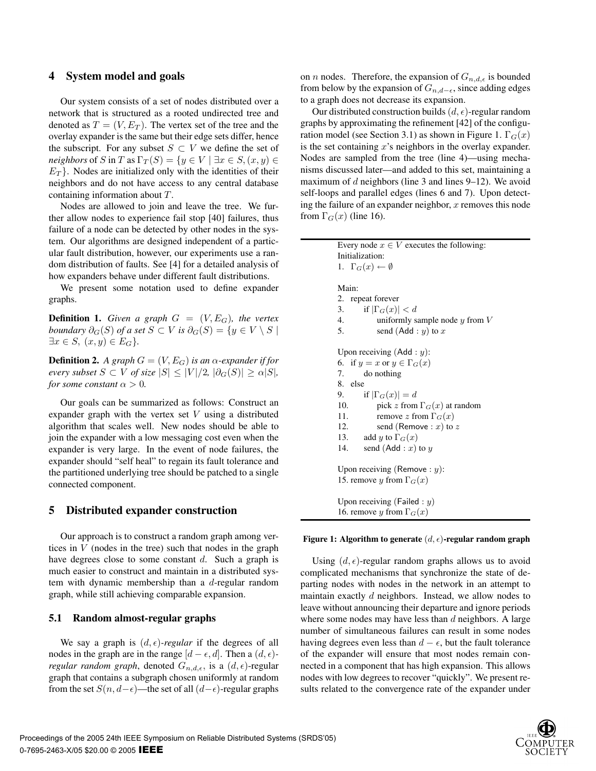## 4 System model and goals

Our system consists of a set of nodes distributed over a network that is structured as a rooted undirected tree and denoted as $T = (V, E_T)$. The vertex set of the tree and the overlay expander is the same but their edge sets differ, hence the subscript. For any subset $S \subset V$ we define the set of *neighbors* of $S$ in $T$ as $\Gamma_T(S) = \{y \in V \mid \exists x \in S, (x, y) \in E_T\}$. Nodes are initialized only with the identities of their neighbors and do not have access to any central database containing information about $T$.

Nodes are allowed to join and leave the tree. We further allow nodes to experience fail stop [40] failures, thus failure of a node can be detected by other nodes in the system. Our algorithms are designed independent of a particular fault distribution, however, our experiments use a random distribution of faults. See [4] for a detailed analysis of how expanders behave under different fault distributions.

We present some notation used to define expander graphs.

**Definition 1.** *Given a graph $G = (V, E_G)$, the vertex boundary $\partial_G(S)$ of a set $S \subset V$ is $\partial_G(S) = \{y \in V \setminus S \mid \exists x \in S,\ (x, y) \in E_G\}$.*

**Definition 2.** *A graph $G = (V, E_G)$ is an $\alpha$-expander if for every subset $S \subset V$ of size $|S| \leq |V|/2$, $|\partial_G(S)| \geq \alpha|S|$, for some constant $\alpha > 0$.*

Our goals can be summarized as follows: Construct an expander graph with the vertex set $V$ using a distributed algorithm that scales well. New nodes should be able to join the expander with a low messaging cost even when the expander is very large. In the event of node failures, the expander should "self heal" to regain its fault tolerance and the partitioned underlying tree should be patched to a single connected component.

## 5 Distributed expander construction

Our approach is to construct a random graph among vertices in $V$ (nodes in the tree) such that nodes in the graph have degrees close to some constant $d$. Such a graph is much easier to construct and maintain in a distributed system with dynamic membership than a $d$-regular random graph, while still achieving comparable expansion.

### 5.1 Random almost-regular graphs

We say a graph is $(d, \epsilon)$-*regular* if the degrees of all nodes in the graph are in the range $[d - \epsilon, d]$. Then a $(d, \epsilon)$-*regular random graph*, denoted $G_{n,d,\epsilon}$, is a $(d, \epsilon)$-regular graph that contains a subgraph chosen uniformly at random from the set $S(n, d-\epsilon)$—the set of all $(d-\epsilon)$-regular graphs on $n$ nodes. Therefore, the expansion of $G_{n,d,\epsilon}$ is bounded from below by the expansion of $G_{n,d-\epsilon}$, since adding edges to a graph does not decrease its expansion.

Our distributed construction builds $(d, \epsilon)$-regular random graphs by approximating the refinement [42] of the configuration model (see Section 3.1) as shown in Figure 1. $\Gamma_G(x)$ is the set containing $x$'s neighbors in the overlay expander. Nodes are sampled from the tree (line 4)—using mechanisms discussed later—and added to this set, maintaining a maximum of $d$ neighbors (line 3 and lines 9–12). We avoid self-loops and parallel edges (lines 6 and 7). Upon detecting the failure of an expander neighbor, $x$ removes this node from $\Gamma_G(x)$ (line 16).

```
Every node x ∈ V executes the following:
Initialization:
1.  Γ_G(x) ← ∅

Main:
2.  repeat forever
3.      if |Γ_G(x)| < d
4.          uniformly sample node y from V
5.          send (Add : y) to x

Upon receiving (Add : y):
6.  if y = x or y ∈ Γ_G(x)
7.      do nothing
8.  else
9.      if |Γ_G(x)| = d
10.         pick z from Γ_G(x) at random
11.         remove z from Γ_G(x)
12.         send (Remove : x) to z
13.     add y to Γ_G(x)
14.     send (Add : x) to y

Upon receiving (Remove : y):
15. remove y from Γ_G(x)

Upon receiving (Failed : y)
16. remove y from Γ_G(x)
```

**Figure 1: Algorithm to generate $(d, \epsilon)$-regular random graph**

Using $(d, \epsilon)$-regular random graphs allows us to avoid complicated mechanisms that synchronize the state of departing nodes with nodes in the network in an attempt to maintain exactly $d$ neighbors. Instead, we allow nodes to leave without announcing their departure and ignore periods where some nodes may have less than $d$ neighbors. A large number of simultaneous failures can result in some nodes having degrees even less than $d - \epsilon$, but the fault tolerance of the expander will ensure that most nodes remain connected in a component that has high expansion. This allows nodes with low degrees to recover "quickly". We present results related to the convergence rate of the expander under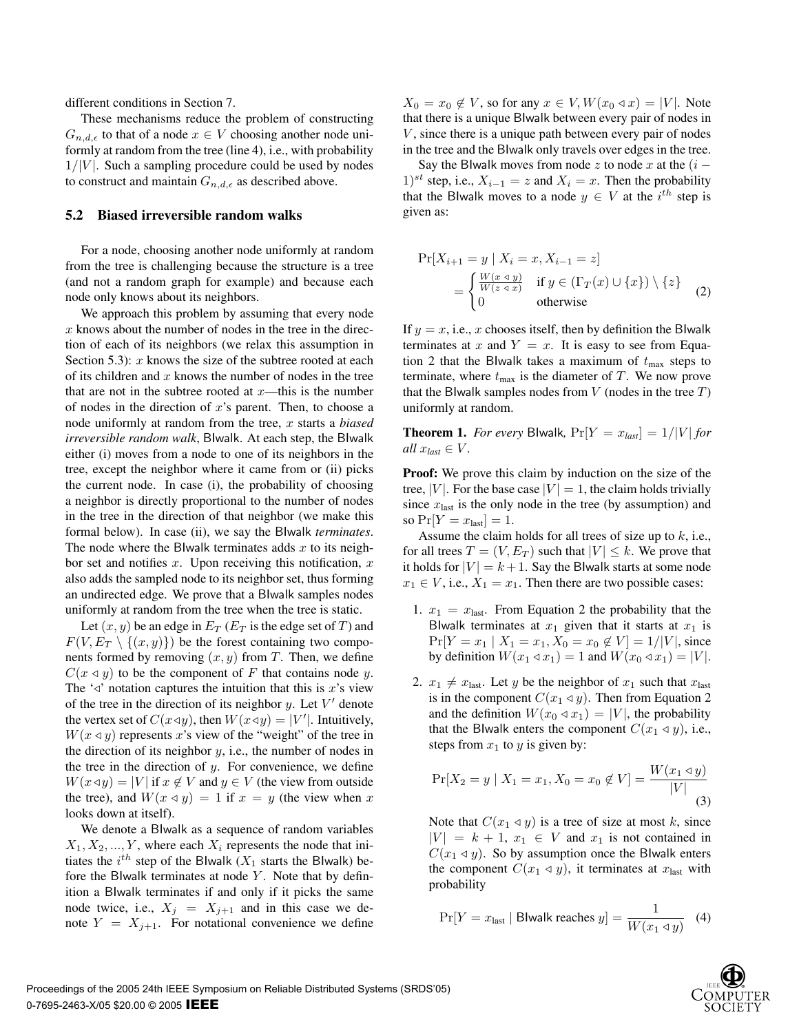different conditions in Section 7.

These mechanisms reduce the problem of constructing $G_{n,d,\epsilon}$ to that of a node $x \in V$ choosing another node uniformly at random from the tree (line 4), i.e., with probability $1/|V|$. Such a sampling procedure could be used by nodes to construct and maintain $G_{n,d,\epsilon}$ as described above.

## 5.2 Biased irreversible random walks

For a node, choosing another node uniformly at random from the tree is challenging because the structure is a tree (and not a random graph for example) and because each node only knows about its neighbors.

We approach this problem by assuming that every node $x$ knows about the number of nodes in the tree in the direction of each of its neighbors (we relax this assumption in Section 5.3): $x$ knows the size of the subtree rooted at each of its children and $x$ knows the number of nodes in the tree that are not in the subtree rooted at $x$—this is the number of nodes in the direction of $x$'s parent. Then, to choose a node uniformly at random from the tree, $x$ starts a *biased irreversible random walk*, BIwalk. At each step, the BIwalk either (i) moves from a node to one of its neighbors in the tree, except the neighbor where it came from or (ii) picks the current node. In case (i), the probability of choosing a neighbor is directly proportional to the number of nodes in the tree in the direction of that neighbor (we make this formal below). In case (ii), we say the BIwalk *terminates*. The node where the BIwalk terminates adds $x$ to its neighbor set and notifies $x$. Upon receiving this notification, $x$ also adds the sampled node to its neighbor set, thus forming an undirected edge. We prove that a BIwalk samples nodes uniformly at random from the tree when the tree is static.

Let $(x, y)$ be an edge in $E_T$ ($E_T$ is the edge set of $T$) and $F(V, E_T \setminus \{(x, y)\})$ be the forest containing two components formed by removing $(x, y)$ from $T$. Then, we define $C(x \triangleleft y)$ to be the component of $F$ that contains node $y$. The '$\triangleleft$' notation captures the intuition that this is $x$'s view of the tree in the direction of its neighbor $y$. Let $V'$ denote the vertex set of $C(x \triangleleft y)$, then $W(x \triangleleft y) = |V'|$. Intuitively, $W(x \triangleleft y)$ represents $x$'s view of the "weight" of the tree in the direction of its neighbor $y$, i.e., the number of nodes in the tree in the direction of $y$. For convenience, we define $W(x \triangleleft y) = |V|$ if $x \notin V$ and $y \in V$ (the view from outside the tree), and $W(x \triangleleft y) = 1$ if $x = y$ (the view when $x$ looks down at itself).

We denote a BIwalk as a sequence of random variables $X_1, X_2, ..., Y$, where each $X_i$ represents the node that initiates the $i^{th}$ step of the BIwalk ($X_1$ starts the BIwalk) before the BIwalk terminates at node $Y$. Note that by definition a BIwalk terminates if and only if it picks the same node twice, i.e., $X_j = X_{j+1}$ and in this case we denote $Y = X_{j+1}$. For notational convenience we define $X_0 = x_0 \notin V$, so for any $x \in V, W(x_0 \triangleleft x) = |V|$. Note that there is a unique BIwalk between every pair of nodes in $V$, since there is a unique path between every pair of nodes in the tree and the BIwalk only travels over edges in the tree.

Say the BIwalk moves from node $z$ to node $x$ at the $(i-1)^{st}$ step, i.e., $X_{i-1} = z$ and $X_i = x$. Then the probability that the BIwalk moves to a node $y \in V$ at the $i^{th}$ step is given as:

$$\Pr[X_{i+1} = y \mid X_i = x, X_{i-1} = z] = \begin{cases} \frac{W(x \triangleleft y)}{W(z \triangleleft x)} & \text{if } y \in (\Gamma_T(x) \cup \{x\}) \setminus \{z\} \\ 0 & \text{otherwise} \end{cases} \quad (2)$$

If $y = x$, i.e., $x$ chooses itself, then by definition the BIwalk terminates at $x$ and $Y = x$. It is easy to see from Equation 2 that the BIwalk takes a maximum of $t_{\max}$ steps to terminate, where $t_{\max}$ is the diameter of $T$. We now prove that the BIwalk samples nodes from $V$ (nodes in the tree $T$) uniformly at random.

**Theorem 1.** *For every* BIwalk*,* $\Pr[Y = x_{last}] = 1/|V|$ *for all* $x_{last} \in V$.

**Proof:** We prove this claim by induction on the size of the tree, $|V|$. For the base case $|V| = 1$, the claim holds trivially since $x_{\text{last}}$ is the only node in the tree (by assumption) and so $\Pr[Y = x_{\text{last}}] = 1$.

Assume the claim holds for all trees of size up to $k$, i.e., for all trees $T = (V, E_T)$ such that $|V| \leq k$. We prove that it holds for $|V| = k + 1$. Say the BIwalk starts at some node $x_1 \in V$, i.e., $X_1 = x_1$. Then there are two possible cases:

1. $x_1 = x_{\text{last}}$. From Equation 2 the probability that the BIwalk terminates at $x_1$ given that it starts at $x_1$ is $\Pr[Y = x_1 \mid X_1 = x_1, X_0 = x_0 \notin V] = 1/|V|$, since by definition $W(x_1 \triangleleft x_1) = 1$ and $W(x_0 \triangleleft x_1) = |V|$.

2. $x_1 \neq x_{\text{last}}$. Let $y$ be the neighbor of $x_1$ such that $x_{\text{last}}$ is in the component $C(x_1 \triangleleft y)$. Then from Equation 2 and the definition $W(x_0 \triangleleft x_1) = |V|$, the probability that the BIwalk enters the component $C(x_1 \triangleleft y)$, i.e., steps from $x_1$ to $y$ is given by:

$$\Pr[X_2 = y \mid X_1 = x_1, X_0 = x_0 \notin V] = \frac{W(x_1 \triangleleft y)}{|V|} \quad (3)$$

Note that $C(x_1 \triangleleft y)$ is a tree of size at most $k$, since $|V| = k + 1$, $x_1 \in V$ and $x_1$ is not contained in $C(x_1 \triangleleft y)$. So by assumption once the BIwalk enters the component $C(x_1 \triangleleft y)$, it terminates at $x_{\text{last}}$ with probability

$$\Pr[Y = x_{\text{last}} \mid \text{BIwalk reaches } y] = \frac{1}{W(x_1 \triangleleft y)} \quad (4)$$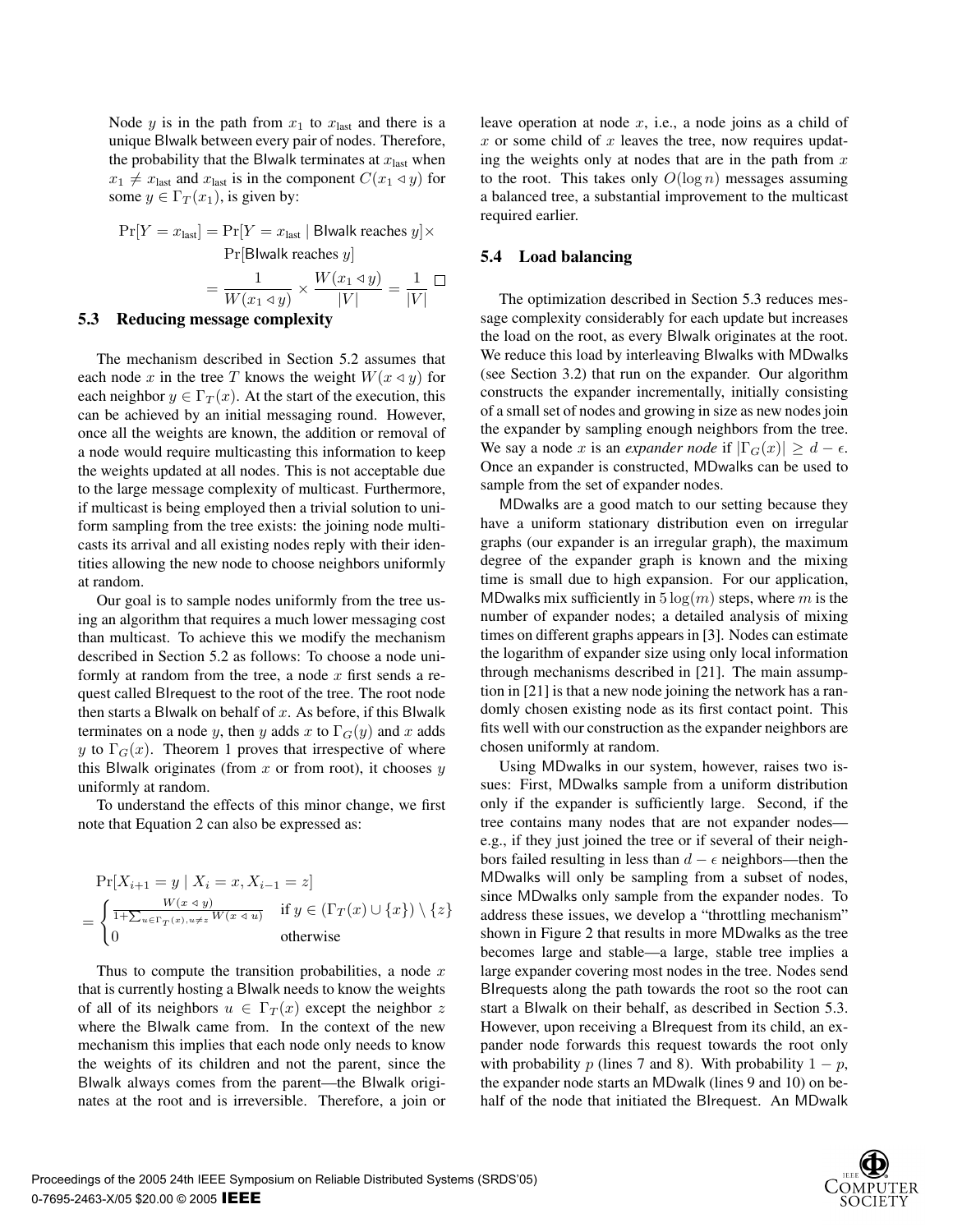Node $y$ is in the path from $x_1$ to $x_{\text{last}}$ and there is a unique Blwalk between every pair of nodes. Therefore, the probability that the Blwalk terminates at $x_{\text{last}}$ when $x_1 \neq x_{\text{last}}$ and $x_{\text{last}}$ is in the component $C(x_1 \triangleleft y)$ for some $y \in \Gamma_T(x_1)$, is given by:

$$
\begin{aligned}
\Pr[Y = x_{\text{last}}] &= \Pr[Y = x_{\text{last}} \mid \text{Blwalk reaches } y] \times \\
&\quad \Pr[\text{Blwalk reaches } y] \\
&= \frac{1}{W(x_1 \triangleleft y)} \times \frac{W(x_1 \triangleleft y)}{|V|} = \frac{1}{|V|} \quad \square
\end{aligned}
$$

## 5.3 Reducing message complexity

The mechanism described in Section 5.2 assumes that each node $x$ in the tree $T$ knows the weight $W(x \triangleleft y)$ for each neighbor $y \in \Gamma_T(x)$. At the start of the execution, this can be achieved by an initial messaging round. However, once all the weights are known, the addition or removal of a node would require multicasting this information to keep the weights updated at all nodes. This is not acceptable due to the large message complexity of multicast. Furthermore, if multicast is being employed then a trivial solution to uniform sampling from the tree exists: the joining node multicasts its arrival and all existing nodes reply with their identities allowing the new node to choose neighbors uniformly at random.

Our goal is to sample nodes uniformly from the tree using an algorithm that requires a much lower messaging cost than multicast. To achieve this we modify the mechanism described in Section 5.2 as follows: To choose a node uniformly at random from the tree, a node $x$ first sends a request called Blrequest to the root of the tree. The root node then starts a Blwalk on behalf of $x$. As before, if this Blwalk terminates on a node $y$, then $y$ adds $x$ to $\Gamma_G(y)$ and $x$ adds $y$ to $\Gamma_G(x)$. Theorem 1 proves that irrespective of where this Blwalk originates (from $x$ or from root), it chooses $y$ uniformly at random.

To understand the effects of this minor change, we first note that Equation 2 can also be expressed as:

$$
\Pr[X_{i+1} = y \mid X_i = x, X_{i-1} = z]
= \begin{cases} \frac{W(x \triangleleft y)}{1 + \sum_{u \in \Gamma_T(x), u \neq z} W(x \triangleleft u)} & \text{if } y \in (\Gamma_T(x) \cup \{x\}) \setminus \{z\} \\ 0 & \text{otherwise} \end{cases}
$$

Thus to compute the transition probabilities, a node $x$ that is currently hosting a Blwalk needs to know the weights of all of its neighbors $u \in \Gamma_T(x)$ except the neighbor $z$ where the Blwalk came from. In the context of the new mechanism this implies that each node only needs to know the weights of its children and not the parent, since the Blwalk always comes from the parent—the Blwalk originates at the root and is irreversible. Therefore, a join or leave operation at node $x$, i.e., a node joins as a child of $x$ or some child of $x$ leaves the tree, now requires updating the weights only at nodes that are in the path from $x$ to the root. This takes only $O(\log n)$ messages assuming a balanced tree, a substantial improvement to the multicast required earlier.

## 5.4 Load balancing

The optimization described in Section 5.3 reduces message complexity considerably for each update but increases the load on the root, as every Blwalk originates at the root. We reduce this load by interleaving Blwalks with MDwalks (see Section 3.2) that run on the expander. Our algorithm constructs the expander incrementally, initially consisting of a small set of nodes and growing in size as new nodes join the expander by sampling enough neighbors from the tree. We say a node $x$ is an *expander node* if $|\Gamma_G(x)| \geq d - \epsilon$. Once an expander is constructed, MDwalks can be used to sample from the set of expander nodes.

MDwalks are a good match to our setting because they have a uniform stationary distribution even on irregular graphs (our expander is an irregular graph), the maximum degree of the expander graph is known and the mixing time is small due to high expansion. For our application, MDwalks mix sufficiently in $5 \log(m)$ steps, where $m$ is the number of expander nodes; a detailed analysis of mixing times on different graphs appears in [3]. Nodes can estimate the logarithm of expander size using only local information through mechanisms described in [21]. The main assumption in [21] is that a new node joining the network has a randomly chosen existing node as its first contact point. This fits well with our construction as the expander neighbors are chosen uniformly at random.

Using MDwalks in our system, however, raises two issues: First, MDwalks sample from a uniform distribution only if the expander is sufficiently large. Second, if the tree contains many nodes that are not expander nodes—e.g., if they just joined the tree or if several of their neighbors failed resulting in less than $d - \epsilon$ neighbors—then the MDwalks will only be sampling from a subset of nodes, since MDwalks only sample from the expander nodes. To address these issues, we develop a "throttling mechanism" shown in Figure 2 that results in more MDwalks as the tree becomes large and stable—a large, stable tree implies a large expander covering most nodes in the tree. Nodes send Blrequests along the path towards the root so the root can start a Blwalk on their behalf, as described in Section 5.3. However, upon receiving a Blrequest from its child, an expander node forwards this request towards the root only with probability $p$ (lines 7 and 8). With probability $1 - p$, the expander node starts an MDwalk (lines 9 and 10) on behalf of the node that initiated the Blrequest. An MDwalk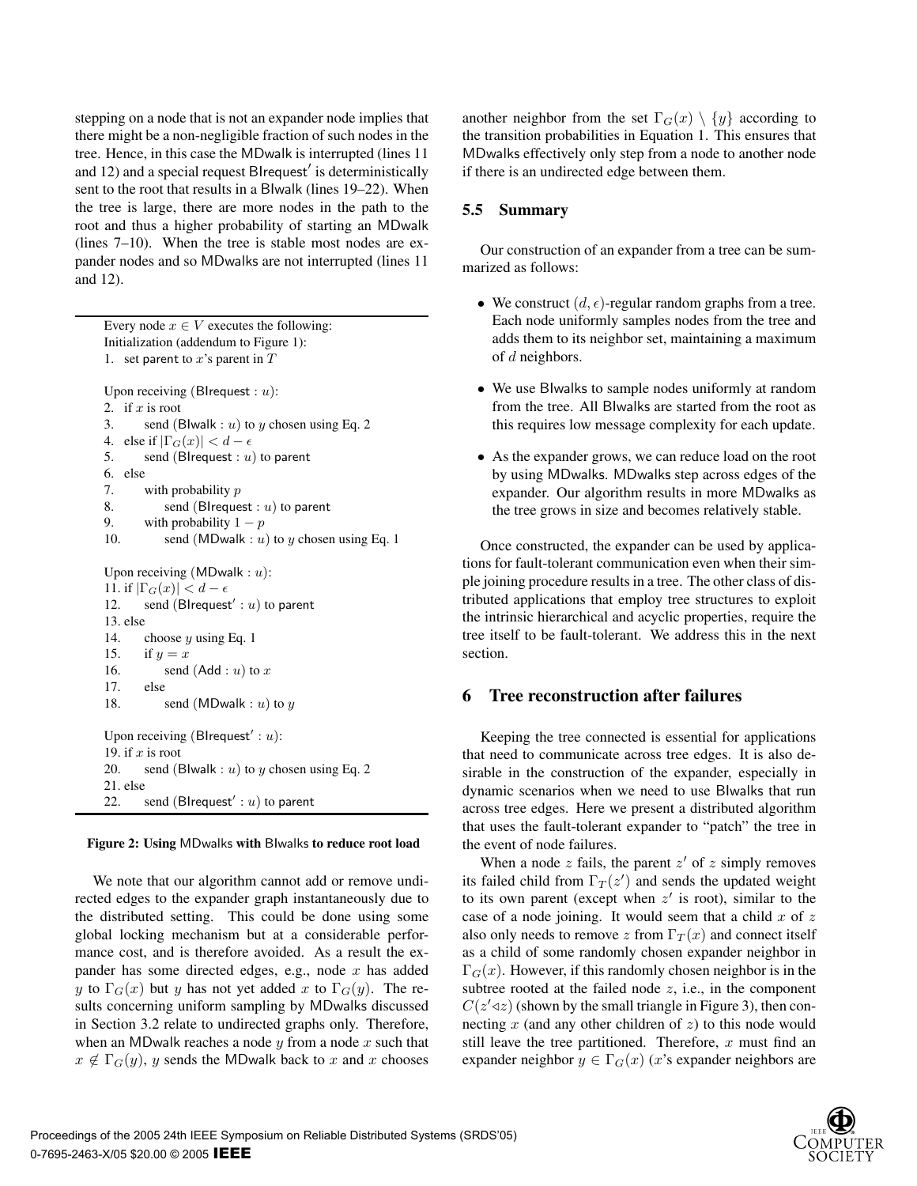stepping on a node that is not an expander node implies that there might be a non-negligible fraction of such nodes in the tree. Hence, in this case the MDwalk is interrupted (lines 11 and 12) and a special request BIrequest′ is deterministically sent to the root that results in a BIwalk (lines 19–22). When the tree is large, there are more nodes in the path to the root and thus a higher probability of starting an MDwalk (lines 7–10). When the tree is stable most nodes are expander nodes and so MDwalks are not interrupted (lines 11 and 12).

```
Every node x ∈ V executes the following:
Initialization (addendum to Figure 1):
1.  set parent to x's parent in T

Upon receiving (BIrequest : u):
2.  if x is root
3.      send (BIwalk : u) to y chosen using Eq. 2
4.  else if |Γ_G(x)| < d − ε
5.      send (BIrequest : u) to parent
6.  else
7.      with probability p
8.          send (BIrequest : u) to parent
9.      with probability 1 − p
10.         send (MDwalk : u) to y chosen using Eq. 1

Upon receiving (MDwalk : u):
11. if |Γ_G(x)| < d − ε
12.     send (BIrequest′ : u) to parent
13. else
14.     choose y using Eq. 1
15.     if y = x
16.         send (Add : u) to x
17.     else
18.         send (MDwalk : u) to y

Upon receiving (BIrequest′ : u):
19. if x is root
20.     send (BIwalk : u) to y chosen using Eq. 2
21. else
22.     send (BIrequest′ : u) to parent
```

**Figure 2: Using MDwalks with BIwalks to reduce root load**

We note that our algorithm cannot add or remove undirected edges to the expander graph instantaneously due to the distributed setting. This could be done using some global locking mechanism but at a considerable performance cost, and is therefore avoided. As a result the expander has some directed edges, e.g., node $x$ has added $y$ to $\Gamma_G(x)$ but $y$ has not yet added $x$ to $\Gamma_G(y)$. The results concerning uniform sampling by MDwalks discussed in Section 3.2 relate to undirected graphs only. Therefore, when an MDwalk reaches a node $y$ from a node $x$ such that $x \notin \Gamma_G(y)$, $y$ sends the MDwalk back to $x$ and $x$ chooses another neighbor from the set $\Gamma_G(x) \setminus \{y\}$ according to the transition probabilities in Equation 1. This ensures that MDwalks effectively only step from a node to another node if there is an undirected edge between them.

### 5.5 Summary

Our construction of an expander from a tree can be summarized as follows:

- We construct $(d, \epsilon)$-regular random graphs from a tree. Each node uniformly samples nodes from the tree and adds them to its neighbor set, maintaining a maximum of $d$ neighbors.
- We use BIwalks to sample nodes uniformly at random from the tree. All BIwalks are started from the root as this requires low message complexity for each update.
- As the expander grows, we can reduce load on the root by using MDwalks. MDwalks step across edges of the expander. Our algorithm results in more MDwalks as the tree grows in size and becomes relatively stable.

Once constructed, the expander can be used by applications for fault-tolerant communication even when their simple joining procedure results in a tree. The other class of distributed applications that employ tree structures to exploit the intrinsic hierarchical and acyclic properties, require the tree itself to be fault-tolerant. We address this in the next section.

## 6 Tree reconstruction after failures

Keeping the tree connected is essential for applications that need to communicate across tree edges. It is also desirable in the construction of the expander, especially in dynamic scenarios when we need to use BIwalks that run across tree edges. Here we present a distributed algorithm that uses the fault-tolerant expander to "patch" the tree in the event of node failures.

When a node $z$ fails, the parent $z'$ of $z$ simply removes its failed child from $\Gamma_T(z')$ and sends the updated weight to its own parent (except when $z'$ is root), similar to the case of a node joining. It would seem that a child $x$ of $z$ also only needs to remove $z$ from $\Gamma_T(x)$ and connect itself as a child of some randomly chosen expander neighbor in $\Gamma_G(x)$. However, if this randomly chosen neighbor is in the subtree rooted at the failed node $z$, i.e., in the component $C(z' \triangleleft z)$ (shown by the small triangle in Figure 3), then connecting $x$ (and any other children of $z$) to this node would still leave the tree partitioned. Therefore, $x$ must find an expander neighbor $y \in \Gamma_G(x)$ ($x$'s expander neighbors are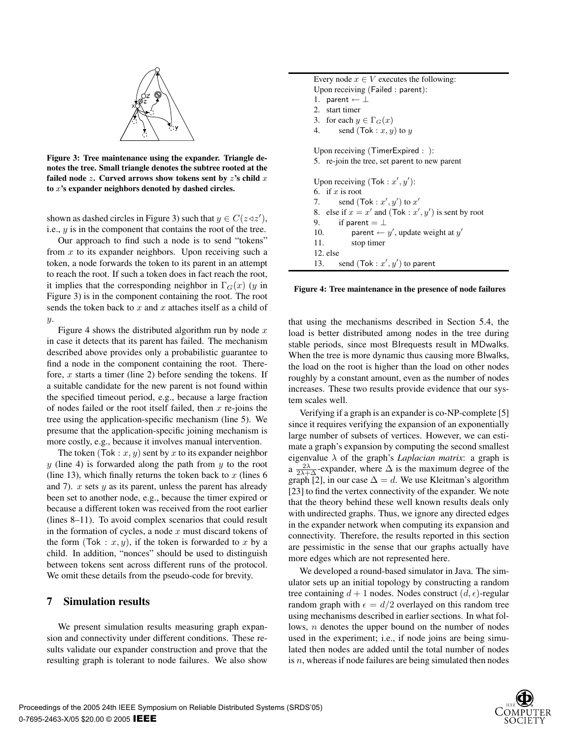Figure 3: Tree maintenance using the expander. Triangle denotes the tree. Small triangle denotes the subtree rooted at the failed node $z$. Curved arrows show tokens sent by $z$'s child $x$ to $x$'s expander neighbors denoted by dashed circles.

shown as dashed circles in Figure 3) such that $y \in C(z \triangleleft z')$, i.e., $y$ is in the component that contains the root of the tree.

Our approach to find such a node is to send "tokens" from $x$ to its expander neighbors. Upon receiving such a token, a node forwards the token to its parent in an attempt to reach the root. If such a token does in fact reach the root, it implies that the corresponding neighbor in $\Gamma_G(x)$ ($y$ in Figure 3) is in the component containing the root. The root sends the token back to $x$ and $x$ attaches itself as a child of $y$.

Figure 4 shows the distributed algorithm run by node $x$ in case it detects that its parent has failed. The mechanism described above provides only a probabilistic guarantee to find a node in the component containing the root. Therefore, $x$ starts a timer (line 2) before sending the tokens. If a suitable candidate for the new parent is not found within the specified timeout period, e.g., because a large fraction of nodes failed or the root itself failed, then $x$ re-joins the tree using the application-specific mechanism (line 5). We presume that the application-specific joining mechanism is more costly, e.g., because it involves manual intervention.

The token (Tok : $x, y$) sent by $x$ to its expander neighbor $y$ (line 4) is forwarded along the path from $y$ to the root (line 13), which finally returns the token back to $x$ (lines 6 and 7). $x$ sets $y$ as its parent, unless the parent has already been set to another node, e.g., because the timer expired or because a different token was received from the root earlier (lines 8–11). To avoid complex scenarios that could result in the formation of cycles, a node $x$ must discard tokens of the form (Tok : $x, y$), if the token is forwarded to $x$ by a child. In addition, "nonces" should be used to distinguish between tokens sent across different runs of the protocol. We omit these details from the pseudo-code for brevity.

```
Every node x ∈ V executes the following:
Upon receiving (Failed : parent):
1.  parent ← ⊥
2.  start timer
3.  for each y ∈ Γ_G(x)
4.      send (Tok : x, y) to y

Upon receiving (TimerExpired : ):
5.  re-join the tree, set parent to new parent

Upon receiving (Tok : x', y'):
6.  if x is root
7.      send (Tok : x', y') to x'
8.  else if x = x' and (Tok : x', y') is sent by root
9.      if parent = ⊥
10.         parent ← y', update weight at y'
11.         stop timer
12. else
13.     send (Tok : x', y') to parent
```

Figure 4: Tree maintenance in the presence of node failures

## 7 Simulation results

We present simulation results measuring graph expansion and connectivity under different conditions. These results validate our expander construction and prove that the resulting graph is tolerant to node failures. We also show that using the mechanisms described in Section 5.4, the load is better distributed among nodes in the tree during stable periods, since most BIrequests result in MDwalks. When the tree is more dynamic thus causing more BIwalks, the load on the root is higher than the load on other nodes roughly by a constant amount, even as the number of nodes increases. These two results provide evidence that our system scales well.

Verifying if a graph is an expander is co-NP-complete [5] since it requires verifying the expansion of an exponentially large number of subsets of vertices. However, we can estimate a graph's expansion by computing the second smallest eigenvalue $\lambda$ of the graph's *Laplacian matrix*: a graph is a $\frac{2\lambda}{2\lambda+\Delta}$-expander, where $\Delta$ is the maximum degree of the graph [2], in our case $\Delta = d$. We use Kleitman's algorithm [23] to find the vertex connectivity of the expander. We note that the theory behind these well known results deals only with undirected graphs. Thus, we ignore any directed edges in the expander network when computing its expansion and connectivity. Therefore, the results reported in this section are pessimistic in the sense that our graphs actually have more edges which are not represented here.

We developed a round-based simulator in Java. The simulator sets up an initial topology by constructing a random tree containing $d + 1$ nodes. Nodes construct $(d, \epsilon)$-regular random graph with $\epsilon = d/2$ overlayed on this random tree using mechanisms described in earlier sections. In what follows, $n$ denotes the upper bound on the number of nodes used in the experiment; i.e., if node joins are being simulated then nodes are added until the total number of nodes is $n$, whereas if node failures are being simulated then nodes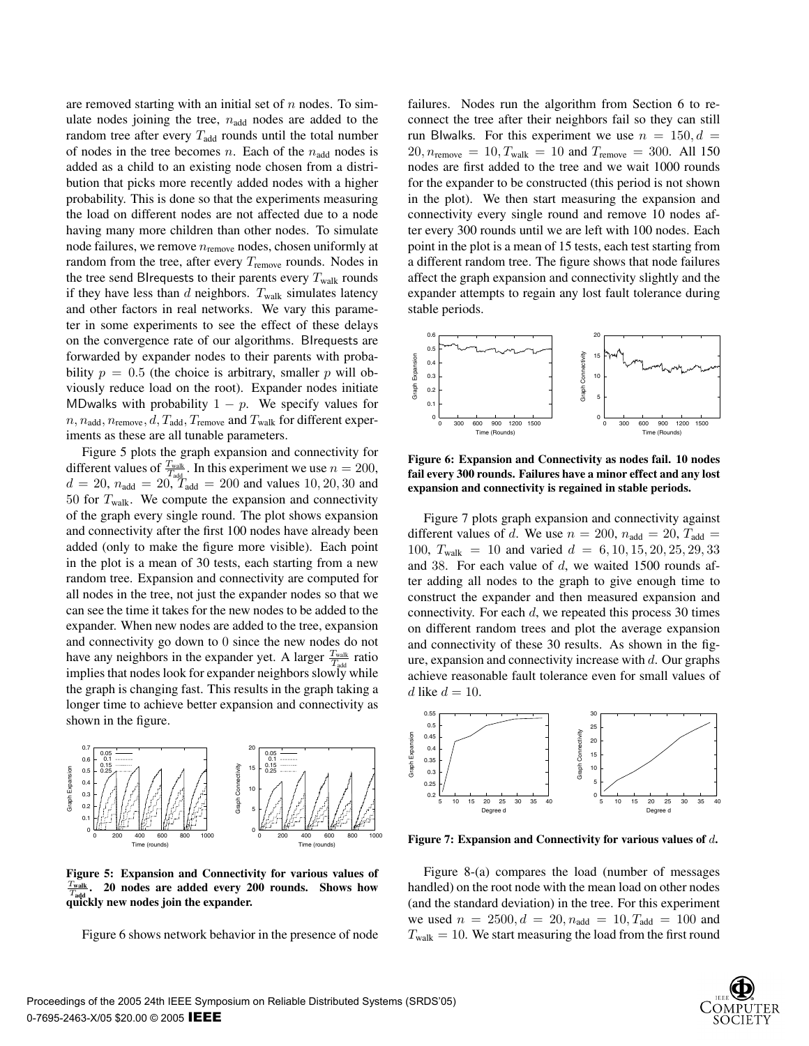are removed starting with an initial set of $n$ nodes. To simulate nodes joining the tree, $n_{\text{add}}$ nodes are added to the random tree after every $T_{\text{add}}$ rounds until the total number of nodes in the tree becomes $n$. Each of the $n_{\text{add}}$ nodes is added as a child to an existing node chosen from a distribution that picks more recently added nodes with a higher probability. This is done so that the experiments measuring the load on different nodes are not affected due to a node having many more children than other nodes. To simulate node failures, we remove $n_{\text{remove}}$ nodes, chosen uniformly at random from the tree, after every $T_{\text{remove}}$ rounds. Nodes in the tree send BIrequests to their parents every $T_{\text{walk}}$ rounds if they have less than $d$ neighbors. $T_{\text{walk}}$ simulates latency and other factors in real networks. We vary this parameter in some experiments to see the effect of these delays on the convergence rate of our algorithms. BIrequests are forwarded by expander nodes to their parents with probability $p = 0.5$ (the choice is arbitrary, smaller $p$ will obviously reduce load on the root). Expander nodes initiate MDwalks with probability $1 - p$. We specify values for $n, n_{\text{add}}, n_{\text{remove}}, d, T_{\text{add}}, T_{\text{remove}}$ and $T_{\text{walk}}$ for different experiments as these are all tunable parameters.

Figure 5 plots the graph expansion and connectivity for different values of $\frac{T_{\text{walk}}}{T_{\text{add}}}$. In this experiment we use $n = 200$, $d = 20$, $n_{\text{add}} = 20$, $T_{\text{add}} = 200$ and values $10, 20, 30$ and $50$ for $T_{\text{walk}}$. We compute the expansion and connectivity of the graph every single round. The plot shows expansion and connectivity after the first 100 nodes have already been added (only to make the figure more visible). Each point in the plot is a mean of 30 tests, each starting from a new random tree. Expansion and connectivity are computed for all nodes in the tree, not just the expander nodes so that we can see the time it takes for the new nodes to be added to the expander. When new nodes are added to the tree, expansion and connectivity go down to 0 since the new nodes do not have any neighbors in the expander yet. A larger $\frac{T_{\text{walk}}}{T_{\text{add}}}$ ratio implies that nodes look for expander neighbors slowly while the graph is changing fast. This results in the graph taking a longer time to achieve better expansion and connectivity as shown in the figure.

**Figure 5: Expansion and Connectivity for various values of $\frac{T_{\text{walk}}}{T_{\text{add}}}$. 20 nodes are added every 200 rounds. Shows how quickly new nodes join the expander.**

Figure 6 shows network behavior in the presence of node failures. Nodes run the algorithm from Section 6 to reconnect the tree after their neighbors fail so they can still run BIwalks. For this experiment we use $n = 150, d = 20, n_{\text{remove}} = 10, T_{\text{walk}} = 10$ and $T_{\text{remove}} = 300$. All 150 nodes are first added to the tree and we wait 1000 rounds for the expander to be constructed (this period is not shown in the plot). We then start measuring the expansion and connectivity every single round and remove 10 nodes after every 300 rounds until we are left with 100 nodes. Each point in the plot is a mean of 15 tests, each test starting from a different random tree. The figure shows that node failures affect the graph expansion and connectivity slightly and the expander attempts to regain any lost fault tolerance during stable periods.

**Figure 6: Expansion and Connectivity as nodes fail. 10 nodes fail every 300 rounds. Failures have a minor effect and any lost expansion and connectivity is regained in stable periods.**

Figure 7 plots graph expansion and connectivity against different values of $d$. We use $n = 200$, $n_{\text{add}} = 20$, $T_{\text{add}} = 100$, $T_{\text{walk}} = 10$ and varied $d = 6, 10, 15, 20, 25, 29, 33$ and $38$. For each value of $d$, we waited 1500 rounds after adding all nodes to the graph to give enough time to construct the expander and then measured expansion and connectivity. For each $d$, we repeated this process 30 times on different random trees and plot the average expansion and connectivity of these 30 results. As shown in the figure, expansion and connectivity increase with $d$. Our graphs achieve reasonable fault tolerance even for small values of $d$ like $d = 10$.

**Figure 7: Expansion and Connectivity for various values of $d$.**

Figure 8-(a) compares the load (number of messages handled) on the root node with the mean load on other nodes (and the standard deviation) in the tree. For this experiment we used $n = 2500, d = 20, n_{\text{add}} = 10, T_{\text{add}} = 100$ and $T_{\text{walk}} = 10$. We start measuring the load from the first round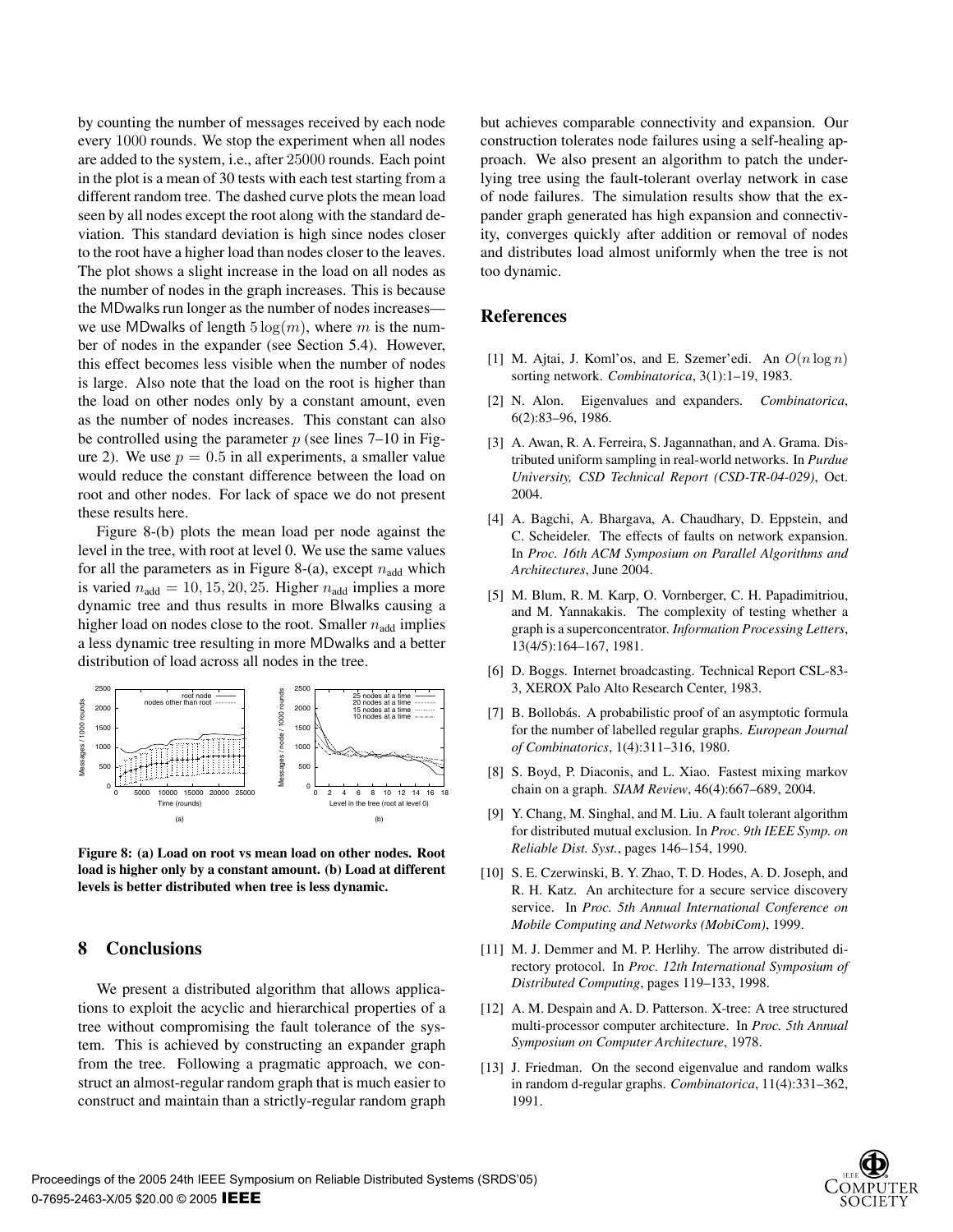by counting the number of messages received by each node every 1000 rounds. We stop the experiment when all nodes are added to the system, i.e., after 25000 rounds. Each point in the plot is a mean of 30 tests with each test starting from a different random tree. The dashed curve plots the mean load seen by all nodes except the root along with the standard deviation. This standard deviation is high since nodes closer to the root have a higher load than nodes closer to the leaves. The plot shows a slight increase in the load on all nodes as the number of nodes in the graph increases. This is because the MDwalks run longer as the number of nodes increases—we use MDwalks of length $5\log(m)$, where $m$ is the number of nodes in the expander (see Section 5.4). However, this effect becomes less visible when the number of nodes is large. Also note that the load on the root is higher than the load on other nodes only by a constant amount, even as the number of nodes increases. This constant can also be controlled using the parameter $p$ (see lines 7–10 in Figure 2). We use $p = 0.5$ in all experiments, a smaller value would reduce the constant difference between the load on root and other nodes. For lack of space we do not present these results here.

Figure 8-(b) plots the mean load per node against the level in the tree, with root at level 0. We use the same values for all the parameters as in Figure 8-(a), except $n_{\text{add}}$ which is varied $n_{\text{add}} = 10, 15, 20, 25$. Higher $n_{\text{add}}$ implies a more dynamic tree and thus results in more BIwalks causing a higher load on nodes close to the root. Smaller $n_{\text{add}}$ implies a less dynamic tree resulting in more MDwalks and a better distribution of load across all nodes in the tree.

**Figure 8: (a) Load on root vs mean load on other nodes. Root load is higher only by a constant amount. (b) Load at different levels is better distributed when tree is less dynamic.**

## 8 Conclusions

We present a distributed algorithm that allows applications to exploit the acyclic and hierarchical properties of a tree without compromising the fault tolerance of the system. This is achieved by constructing an expander graph from the tree. Following a pragmatic approach, we construct an almost-regular random graph that is much easier to construct and maintain than a strictly-regular random graph but achieves comparable connectivity and expansion. Our construction tolerates node failures using a self-healing approach. We also present an algorithm to patch the underlying tree using the fault-tolerant overlay network in case of node failures. The simulation results show that the expander graph generated has high expansion and connectivity, converges quickly after addition or removal of nodes and distributes load almost uniformly when the tree is not too dynamic.

## References

[1] M. Ajtai, J. Koml'os, and E. Szemer'edi. An $O(n \log n)$ sorting network. *Combinatorica*, 3(1):1–19, 1983.

[2] N. Alon. Eigenvalues and expanders. *Combinatorica*, 6(2):83–96, 1986.

[3] A. Awan, R. A. Ferreira, S. Jagannathan, and A. Grama. Distributed uniform sampling in real-world networks. In *Purdue University, CSD Technical Report (CSD-TR-04-029)*, Oct. 2004.

[4] A. Bagchi, A. Bhargava, A. Chaudhary, D. Eppstein, and C. Scheideler. The effects of faults on network expansion. In *Proc. 16th ACM Symposium on Parallel Algorithms and Architectures*, June 2004.

[5] M. Blum, R. M. Karp, O. Vornberger, C. H. Papadimitriou, and M. Yannakakis. The complexity of testing whether a graph is a superconcentrator. *Information Processing Letters*, 13(4/5):164–167, 1981.

[6] D. Boggs. Internet broadcasting. Technical Report CSL-83-3, XEROX Palo Alto Research Center, 1983.

[7] B. Bollobás. A probabilistic proof of an asymptotic formula for the number of labelled regular graphs. *European Journal of Combinatorics*, 1(4):311–316, 1980.

[8] S. Boyd, P. Diaconis, and L. Xiao. Fastest mixing markov chain on a graph. *SIAM Review*, 46(4):667–689, 2004.

[9] Y. Chang, M. Singhal, and M. Liu. A fault tolerant algorithm for distributed mutual exclusion. In *Proc. 9th IEEE Symp. on Reliable Dist. Syst.*, pages 146–154, 1990.

[10] S. E. Czerwinski, B. Y. Zhao, T. D. Hodes, A. D. Joseph, and R. H. Katz. An architecture for a secure service discovery service. In *Proc. 5th Annual International Conference on Mobile Computing and Networks (MobiCom)*, 1999.

[11] M. J. Demmer and M. P. Herlihy. The arrow distributed directory protocol. In *Proc. 12th International Symposium of Distributed Computing*, pages 119–133, 1998.

[12] A. M. Despain and A. D. Patterson. X-tree: A tree structured multi-processor computer architecture. In *Proc. 5th Annual Symposium on Computer Architecture*, 1978.

[13] J. Friedman. On the second eigenvalue and random walks in random d-regular graphs. *Combinatorica*, 11(4):331–362, 1991.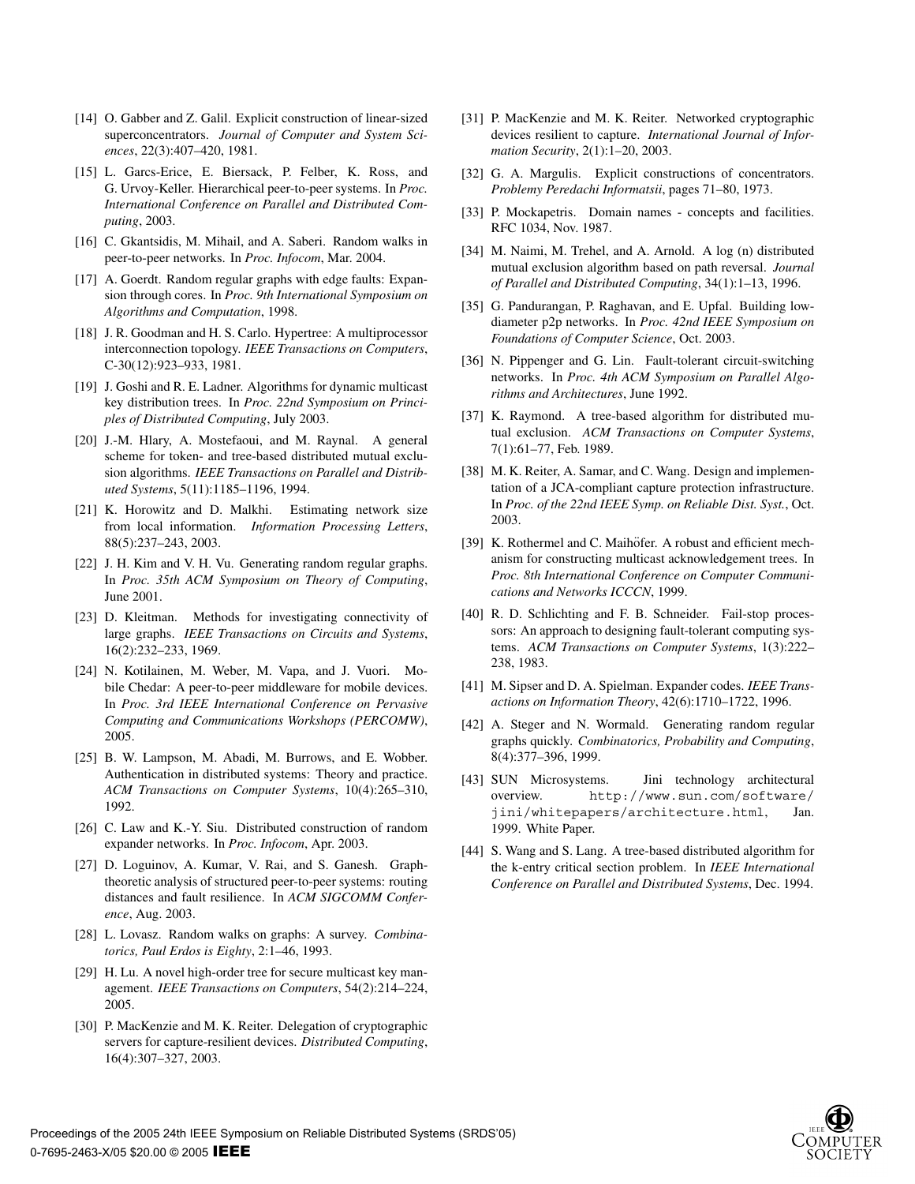[14] O. Gabber and Z. Galil. Explicit construction of linear-sized superconcentrators. *Journal of Computer and System Sciences*, 22(3):407–420, 1981.

[15] L. Garcs-Erice, E. Biersack, P. Felber, K. Ross, and G. Urvoy-Keller. Hierarchical peer-to-peer systems. In *Proc. International Conference on Parallel and Distributed Computing*, 2003.

[16] C. Gkantsidis, M. Mihail, and A. Saberi. Random walks in peer-to-peer networks. In *Proc. Infocom*, Mar. 2004.

[17] A. Goerdt. Random regular graphs with edge faults: Expansion through cores. In *Proc. 9th International Symposium on Algorithms and Computation*, 1998.

[18] J. R. Goodman and H. S. Carlo. Hypertree: A multiprocessor interconnection topology. *IEEE Transactions on Computers*, C-30(12):923–933, 1981.

[19] J. Goshi and R. E. Ladner. Algorithms for dynamic multicast key distribution trees. In *Proc. 22nd Symposium on Principles of Distributed Computing*, July 2003.

[20] J.-M. Hlary, A. Mostefaoui, and M. Raynal. A general scheme for token- and tree-based distributed mutual exclusion algorithms. *IEEE Transactions on Parallel and Distributed Systems*, 5(11):1185–1196, 1994.

[21] K. Horowitz and D. Malkhi. Estimating network size from local information. *Information Processing Letters*, 88(5):237–243, 2003.

[22] J. H. Kim and V. H. Vu. Generating random regular graphs. In *Proc. 35th ACM Symposium on Theory of Computing*, June 2001.

[23] D. Kleitman. Methods for investigating connectivity of large graphs. *IEEE Transactions on Circuits and Systems*, 16(2):232–233, 1969.

[24] N. Kotilainen, M. Weber, M. Vapa, and J. Vuori. Mobile Chedar: A peer-to-peer middleware for mobile devices. In *Proc. 3rd IEEE International Conference on Pervasive Computing and Communications Workshops (PERCOMW)*, 2005.

[25] B. W. Lampson, M. Abadi, M. Burrows, and E. Wobber. Authentication in distributed systems: Theory and practice. *ACM Transactions on Computer Systems*, 10(4):265–310, 1992.

[26] C. Law and K.-Y. Siu. Distributed construction of random expander networks. In *Proc. Infocom*, Apr. 2003.

[27] D. Loguinov, A. Kumar, V. Rai, and S. Ganesh. Graph-theoretic analysis of structured peer-to-peer systems: routing distances and fault resilience. In *ACM SIGCOMM Conference*, Aug. 2003.

[28] L. Lovasz. Random walks on graphs: A survey. *Combinatorics, Paul Erdos is Eighty*, 2:1–46, 1993.

[29] H. Lu. A novel high-order tree for secure multicast key management. *IEEE Transactions on Computers*, 54(2):214–224, 2005.

[30] P. MacKenzie and M. K. Reiter. Delegation of cryptographic servers for capture-resilient devices. *Distributed Computing*, 16(4):307–327, 2003.

[31] P. MacKenzie and M. K. Reiter. Networked cryptographic devices resilient to capture. *International Journal of Information Security*, 2(1):1–20, 2003.

[32] G. A. Margulis. Explicit constructions of concentrators. *Problemy Peredachi Informatsii*, pages 71–80, 1973.

[33] P. Mockapetris. Domain names - concepts and facilities. RFC 1034, Nov. 1987.

[34] M. Naimi, M. Trehel, and A. Arnold. A log (n) distributed mutual exclusion algorithm based on path reversal. *Journal of Parallel and Distributed Computing*, 34(1):1–13, 1996.

[35] G. Pandurangan, P. Raghavan, and E. Upfal. Building low-diameter p2p networks. In *Proc. 42nd IEEE Symposium on Foundations of Computer Science*, Oct. 2003.

[36] N. Pippenger and G. Lin. Fault-tolerant circuit-switching networks. In *Proc. 4th ACM Symposium on Parallel Algorithms and Architectures*, June 1992.

[37] K. Raymond. A tree-based algorithm for distributed mutual exclusion. *ACM Transactions on Computer Systems*, 7(1):61–77, Feb. 1989.

[38] M. K. Reiter, A. Samar, and C. Wang. Design and implementation of a JCA-compliant capture protection infrastructure. In *Proc. of the 22nd IEEE Symp. on Reliable Dist. Syst.*, Oct. 2003.

[39] K. Rothermel and C. Maihöfer. A robust and efficient mechanism for constructing multicast acknowledgement trees. In *Proc. 8th International Conference on Computer Communications and Networks ICCCN*, 1999.

[40] R. D. Schlichting and F. B. Schneider. Fail-stop processors: An approach to designing fault-tolerant computing systems. *ACM Transactions on Computer Systems*, 1(3):222–238, 1983.

[41] M. Sipser and D. A. Spielman. Expander codes. *IEEE Transactions on Information Theory*, 42(6):1710–1722, 1996.

[42] A. Steger and N. Wormald. Generating random regular graphs quickly. *Combinatorics, Probability and Computing*, 8(4):377–396, 1999.

[43] SUN Microsystems. Jini technology architectural overview. `http://www.sun.com/software/jini/whitepapers/architecture.html`, Jan. 1999. White Paper.

[44] S. Wang and S. Lang. A tree-based distributed algorithm for the k-entry critical section problem. In *IEEE International Conference on Parallel and Distributed Systems*, Dec. 1994.